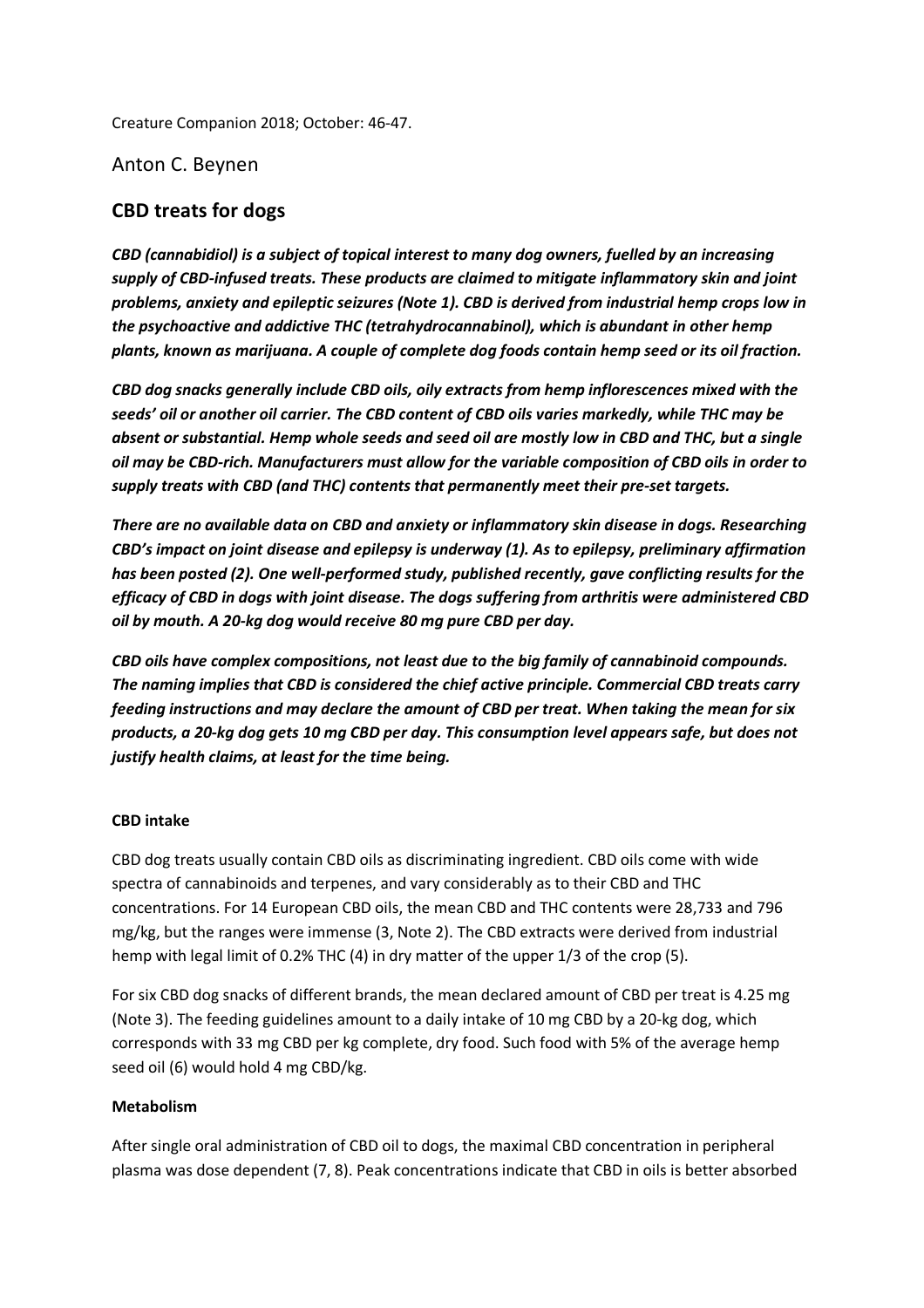Creature Companion 2018; October: 46-47.

Anton C. Beynen

# CBD treats for dogs

***CBD (cannabidiol) is a subject of topical interest to many dog owners, fuelled by an increasing supply of CBD-infused treats. These products are claimed to mitigate inflammatory skin and joint problems, anxiety and epileptic seizures (Note 1). CBD is derived from industrial hemp crops low in the psychoactive and addictive THC (tetrahydrocannabinol), which is abundant in other hemp plants, known as marijuana. A couple of complete dog foods contain hemp seed or its oil fraction.***

***CBD dog snacks generally include CBD oils, oily extracts from hemp inflorescences mixed with the seeds' oil or another oil carrier. The CBD content of CBD oils varies markedly, while THC may be absent or substantial. Hemp whole seeds and seed oil are mostly low in CBD and THC, but a single oil may be CBD-rich. Manufacturers must allow for the variable composition of CBD oils in order to supply treats with CBD (and THC) contents that permanently meet their pre-set targets.***

***There are no available data on CBD and anxiety or inflammatory skin disease in dogs. Researching CBD's impact on joint disease and epilepsy is underway (1). As to epilepsy, preliminary affirmation has been posted (2). One well-performed study, published recently, gave conflicting results for the efficacy of CBD in dogs with joint disease. The dogs suffering from arthritis were administered CBD oil by mouth. A 20-kg dog would receive 80 mg pure CBD per day.***

***CBD oils have complex compositions, not least due to the big family of cannabinoid compounds. The naming implies that CBD is considered the chief active principle. Commercial CBD treats carry feeding instructions and may declare the amount of CBD per treat. When taking the mean for six products, a 20-kg dog gets 10 mg CBD per day. This consumption level appears safe, but does not justify health claims, at least for the time being.***

**CBD intake**

CBD dog treats usually contain CBD oils as discriminating ingredient. CBD oils come with wide spectra of cannabinoids and terpenes, and vary considerably as to their CBD and THC concentrations. For 14 European CBD oils, the mean CBD and THC contents were 28,733 and 796 mg/kg, but the ranges were immense (3, Note 2). The CBD extracts were derived from industrial hemp with legal limit of 0.2% THC (4) in dry matter of the upper 1/3 of the crop (5).

For six CBD dog snacks of different brands, the mean declared amount of CBD per treat is 4.25 mg (Note 3). The feeding guidelines amount to a daily intake of 10 mg CBD by a 20-kg dog, which corresponds with 33 mg CBD per kg complete, dry food. Such food with 5% of the average hemp seed oil (6) would hold 4 mg CBD/kg.

**Metabolism**

After single oral administration of CBD oil to dogs, the maximal CBD concentration in peripheral plasma was dose dependent (7, 8). Peak concentrations indicate that CBD in oils is better absorbed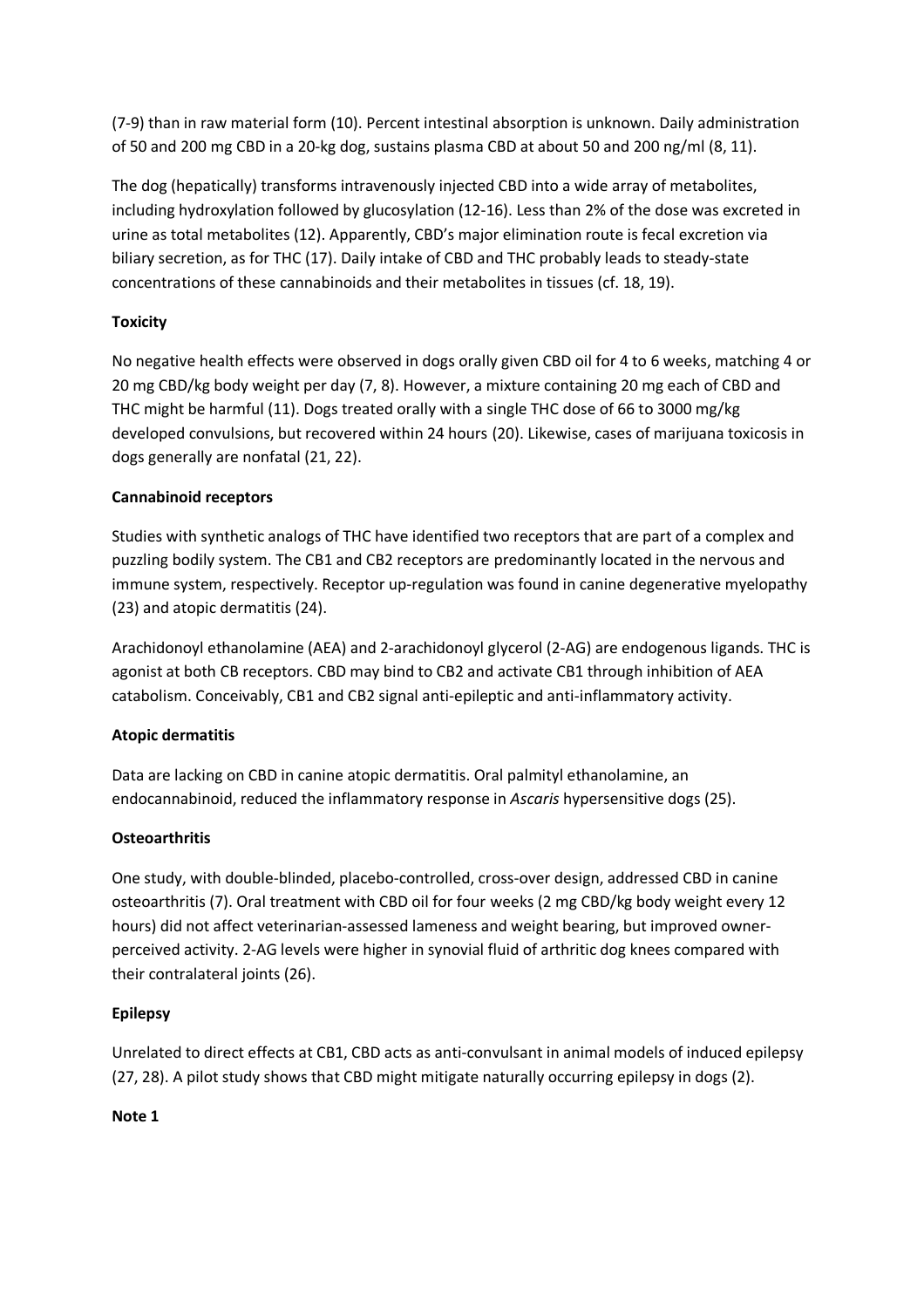(7-9) than in raw material form (10). Percent intestinal absorption is unknown. Daily administration of 50 and 200 mg CBD in a 20-kg dog, sustains plasma CBD at about 50 and 200 ng/ml (8, 11).

The dog (hepatically) transforms intravenously injected CBD into a wide array of metabolites, including hydroxylation followed by glucosylation (12-16). Less than 2% of the dose was excreted in urine as total metabolites (12). Apparently, CBD's major elimination route is fecal excretion via biliary secretion, as for THC (17). Daily intake of CBD and THC probably leads to steady-state concentrations of these cannabinoids and their metabolites in tissues (cf. 18, 19).

**Toxicity**

No negative health effects were observed in dogs orally given CBD oil for 4 to 6 weeks, matching 4 or 20 mg CBD/kg body weight per day (7, 8). However, a mixture containing 20 mg each of CBD and THC might be harmful (11). Dogs treated orally with a single THC dose of 66 to 3000 mg/kg developed convulsions, but recovered within 24 hours (20). Likewise, cases of marijuana toxicosis in dogs generally are nonfatal (21, 22).

**Cannabinoid receptors**

Studies with synthetic analogs of THC have identified two receptors that are part of a complex and puzzling bodily system. The CB1 and CB2 receptors are predominantly located in the nervous and immune system, respectively. Receptor up-regulation was found in canine degenerative myelopathy (23) and atopic dermatitis (24).

Arachidonoyl ethanolamine (AEA) and 2-arachidonoyl glycerol (2-AG) are endogenous ligands. THC is agonist at both CB receptors. CBD may bind to CB2 and activate CB1 through inhibition of AEA catabolism. Conceivably, CB1 and CB2 signal anti-epileptic and anti-inflammatory activity.

**Atopic dermatitis**

Data are lacking on CBD in canine atopic dermatitis. Oral palmityl ethanolamine, an endocannabinoid, reduced the inflammatory response in *Ascaris* hypersensitive dogs (25).

**Osteoarthritis**

One study, with double-blinded, placebo-controlled, cross-over design, addressed CBD in canine osteoarthritis (7). Oral treatment with CBD oil for four weeks (2 mg CBD/kg body weight every 12 hours) did not affect veterinarian-assessed lameness and weight bearing, but improved owner-perceived activity. 2-AG levels were higher in synovial fluid of arthritic dog knees compared with their contralateral joints (26).

**Epilepsy**

Unrelated to direct effects at CB1, CBD acts as anti-convulsant in animal models of induced epilepsy (27, 28). A pilot study shows that CBD might mitigate naturally occurring epilepsy in dogs (2).

**Note 1**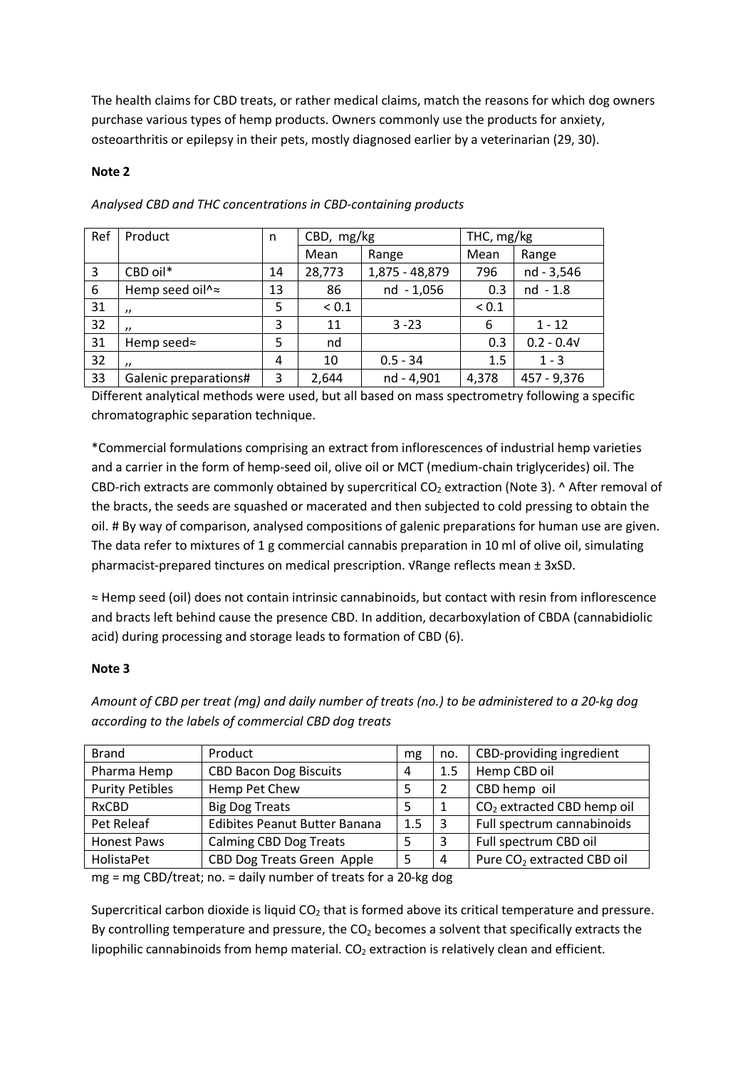The health claims for CBD treats, or rather medical claims, match the reasons for which dog owners purchase various types of hemp products. Owners commonly use the products for anxiety, osteoarthritis or epilepsy in their pets, mostly diagnosed earlier by a veterinarian (29, 30).

**Note 2**

*Analysed CBD and THC concentrations in CBD-containing products*

| Ref | Product | n | CBD, mg/kg | | THC, mg/kg | |
|---|---|---|---|---|---|---|
| | | | Mean | Range | Mean | Range |
| 3 | CBD oil* | 14 | 28,773 | 1,875 - 48,879 | 796 | nd - 3,546 |
| 6 | Hemp seed oil^≈ | 13 | 86 | nd - 1,056 | 0.3 | nd - 1.8 |
| 31 | ,, | 5 | < 0.1 | | < 0.1 | |
| 32 | ,, | 3 | 11 | 3 -23 | 6 | 1 - 12 |
| 31 | Hemp seed≈ | 5 | nd | | 0.3 | 0.2 - 0.4√ |
| 32 | ,, | 4 | 10 | 0.5 - 34 | 1.5 | 1 - 3 |
| 33 | Galenic preparations# | 3 | 2,644 | nd - 4,901 | 4,378 | 457 - 9,376 |

Different analytical methods were used, but all based on mass spectrometry following a specific chromatographic separation technique.

*Commercial formulations comprising an extract from inflorescences of industrial hemp varieties and a carrier in the form of hemp-seed oil, olive oil or MCT (medium-chain triglycerides) oil. The CBD-rich extracts are commonly obtained by supercritical $CO_2$ extraction (Note 3). ^ After removal of the bracts, the seeds are squashed or macerated and then subjected to cold pressing to obtain the oil. # By way of comparison, analysed compositions of galenic preparations for human use are given. The data refer to mixtures of 1 g commercial cannabis preparation in 10 ml of olive oil, simulating pharmacist-prepared tinctures on medical prescription. √Range reflects mean ± 3xSD.

≈ Hemp seed (oil) does not contain intrinsic cannabinoids, but contact with resin from inflorescence and bracts left behind cause the presence CBD. In addition, decarboxylation of CBDA (cannabidiolic acid) during processing and storage leads to formation of CBD (6).

**Note 3**

*Amount of CBD per treat (mg) and daily number of treats (no.) to be administered to a 20-kg dog according to the labels of commercial CBD dog treats*

| Brand | Product | mg | no. | CBD-providing ingredient |
|---|---|---|---|---|
| Pharma Hemp | CBD Bacon Dog Biscuits | 4 | 1.5 | Hemp CBD oil |
| Purity Petibles | Hemp Pet Chew | 5 | 2 | CBD hemp oil |
| RxCBD | Big Dog Treats | 5 | 1 | $CO_2$ extracted CBD hemp oil |
| Pet Releaf | Edibites Peanut Butter Banana | 1.5 | 3 | Full spectrum cannabinoids |
| Honest Paws | Calming CBD Dog Treats | 5 | 3 | Full spectrum CBD oil |
| HolistaPet | CBD Dog Treats Green Apple | 5 | 4 | Pure $CO_2$ extracted CBD oil |

mg = mg CBD/treat; no. = daily number of treats for a 20-kg dog

Supercritical carbon dioxide is liquid $CO_2$ that is formed above its critical temperature and pressure. By controlling temperature and pressure, the $CO_2$ becomes a solvent that specifically extracts the lipophilic cannabinoids from hemp material. $CO_2$ extraction is relatively clean and efficient.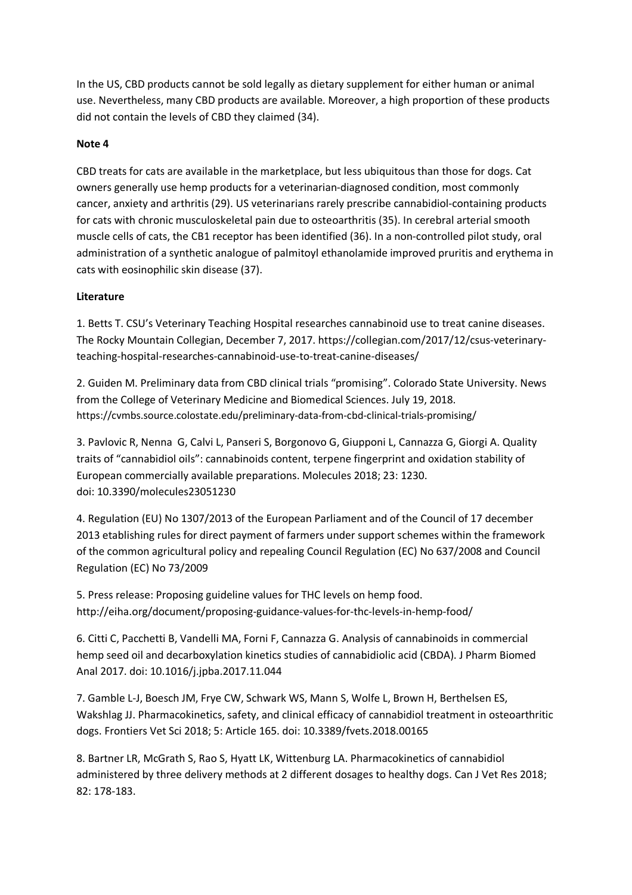In the US, CBD products cannot be sold legally as dietary supplement for either human or animal use. Nevertheless, many CBD products are available. Moreover, a high proportion of these products did not contain the levels of CBD they claimed (34).

**Note 4**

CBD treats for cats are available in the marketplace, but less ubiquitous than those for dogs. Cat owners generally use hemp products for a veterinarian-diagnosed condition, most commonly cancer, anxiety and arthritis (29). US veterinarians rarely prescribe cannabidiol-containing products for cats with chronic musculoskeletal pain due to osteoarthritis (35). In cerebral arterial smooth muscle cells of cats, the CB1 receptor has been identified (36). In a non-controlled pilot study, oral administration of a synthetic analogue of palmitoyl ethanolamide improved pruritis and erythema in cats with eosinophilic skin disease (37).

**Literature**

1. Betts T. CSU's Veterinary Teaching Hospital researches cannabinoid use to treat canine diseases. The Rocky Mountain Collegian, December 7, 2017. https://collegian.com/2017/12/csus-veterinary-teaching-hospital-researches-cannabinoid-use-to-treat-canine-diseases/

2. Guiden M. Preliminary data from CBD clinical trials "promising". Colorado State University. News from the College of Veterinary Medicine and Biomedical Sciences. July 19, 2018. https://cvmbs.source.colostate.edu/preliminary-data-from-cbd-clinical-trials-promising/

3. Pavlovic R, Nenna G, Calvi L, Panseri S, Borgonovo G, Giupponi L, Cannazza G, Giorgi A. Quality traits of "cannabidiol oils": cannabinoids content, terpene fingerprint and oxidation stability of European commercially available preparations. Molecules 2018; 23: 1230. doi: 10.3390/molecules23051230

4. Regulation (EU) No 1307/2013 of the European Parliament and of the Council of 17 december 2013 etablishing rules for direct payment of farmers under support schemes within the framework of the common agricultural policy and repealing Council Regulation (EC) No 637/2008 and Council Regulation (EC) No 73/2009

5. Press release: Proposing guideline values for THC levels on hemp food. http://eiha.org/document/proposing-guidance-values-for-thc-levels-in-hemp-food/

6. Citti C, Pacchetti B, Vandelli MA, Forni F, Cannazza G. Analysis of cannabinoids in commercial hemp seed oil and decarboxylation kinetics studies of cannabidiolic acid (CBDA). J Pharm Biomed Anal 2017. doi: 10.1016/j.jpba.2017.11.044

7. Gamble L-J, Boesch JM, Frye CW, Schwark WS, Mann S, Wolfe L, Brown H, Berthelsen ES, Wakshlag JJ. Pharmacokinetics, safety, and clinical efficacy of cannabidiol treatment in osteoarthritic dogs. Frontiers Vet Sci 2018; 5: Article 165. doi: 10.3389/fvets.2018.00165

8. Bartner LR, McGrath S, Rao S, Hyatt LK, Wittenburg LA. Pharmacokinetics of cannabidiol administered by three delivery methods at 2 different dosages to healthy dogs. Can J Vet Res 2018; 82: 178-183.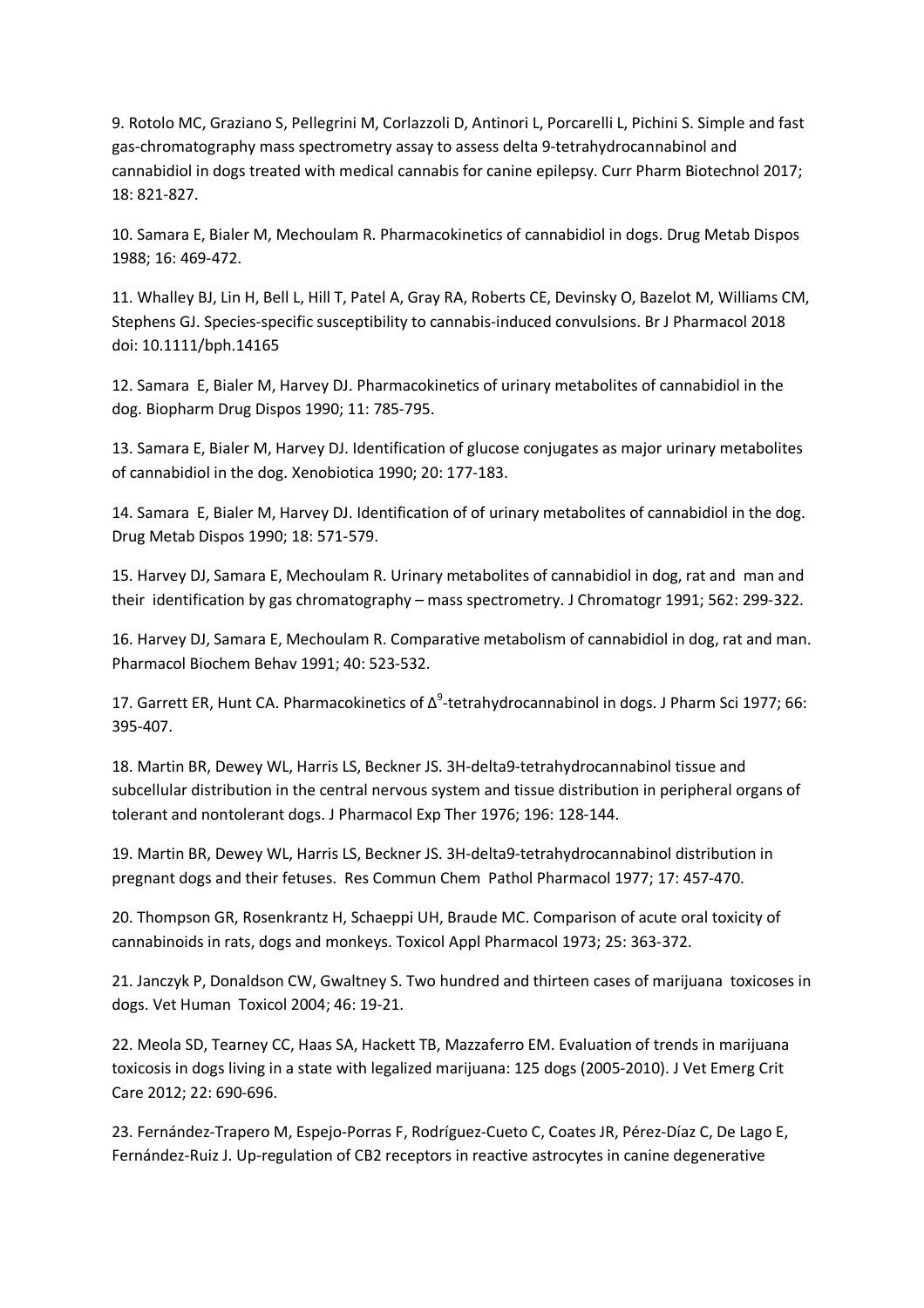9. Rotolo MC, Graziano S, Pellegrini M, Corlazzoli D, Antinori L, Porcarelli L, Pichini S. Simple and fast gas-chromatography mass spectrometry assay to assess delta 9-tetrahydrocannabinol and cannabidiol in dogs treated with medical cannabis for canine epilepsy. Curr Pharm Biotechnol 2017; 18: 821-827.

10. Samara E, Bialer M, Mechoulam R. Pharmacokinetics of cannabidiol in dogs. Drug Metab Dispos 1988; 16: 469-472.

11. Whalley BJ, Lin H, Bell L, Hill T, Patel A, Gray RA, Roberts CE, Devinsky O, Bazelot M, Williams CM, Stephens GJ. Species-specific susceptibility to cannabis-induced convulsions. Br J Pharmacol 2018 doi: 10.1111/bph.14165

12. Samara E, Bialer M, Harvey DJ. Pharmacokinetics of urinary metabolites of cannabidiol in the dog. Biopharm Drug Dispos 1990; 11: 785-795.

13. Samara E, Bialer M, Harvey DJ. Identification of glucose conjugates as major urinary metabolites of cannabidiol in the dog. Xenobiotica 1990; 20: 177-183.

14. Samara E, Bialer M, Harvey DJ. Identification of of urinary metabolites of cannabidiol in the dog. Drug Metab Dispos 1990; 18: 571-579.

15. Harvey DJ, Samara E, Mechoulam R. Urinary metabolites of cannabidiol in dog, rat and man and their identification by gas chromatography – mass spectrometry. J Chromatogr 1991; 562: 299-322.

16. Harvey DJ, Samara E, Mechoulam R. Comparative metabolism of cannabidiol in dog, rat and man. Pharmacol Biochem Behav 1991; 40: 523-532.

17. Garrett ER, Hunt CA. Pharmacokinetics of $\Delta^9$-tetrahydrocannabinol in dogs. J Pharm Sci 1977; 66: 395-407.

18. Martin BR, Dewey WL, Harris LS, Beckner JS. 3H-delta9-tetrahydrocannabinol tissue and subcellular distribution in the central nervous system and tissue distribution in peripheral organs of tolerant and nontolerant dogs. J Pharmacol Exp Ther 1976; 196: 128-144.

19. Martin BR, Dewey WL, Harris LS, Beckner JS. 3H-delta9-tetrahydrocannabinol distribution in pregnant dogs and their fetuses. Res Commun Chem Pathol Pharmacol 1977; 17: 457-470.

20. Thompson GR, Rosenkrantz H, Schaeppi UH, Braude MC. Comparison of acute oral toxicity of cannabinoids in rats, dogs and monkeys. Toxicol Appl Pharmacol 1973; 25: 363-372.

21. Janczyk P, Donaldson CW, Gwaltney S. Two hundred and thirteen cases of marijuana toxicoses in dogs. Vet Human Toxicol 2004; 46: 19-21.

22. Meola SD, Tearney CC, Haas SA, Hackett TB, Mazzaferro EM. Evaluation of trends in marijuana toxicosis in dogs living in a state with legalized marijuana: 125 dogs (2005-2010). J Vet Emerg Crit Care 2012; 22: 690-696.

23. Fernández-Trapero M, Espejo-Porras F, Rodríguez-Cueto C, Coates JR, Pérez-Díaz C, De Lago E, Fernández-Ruiz J. Up-regulation of CB2 receptors in reactive astrocytes in canine degenerative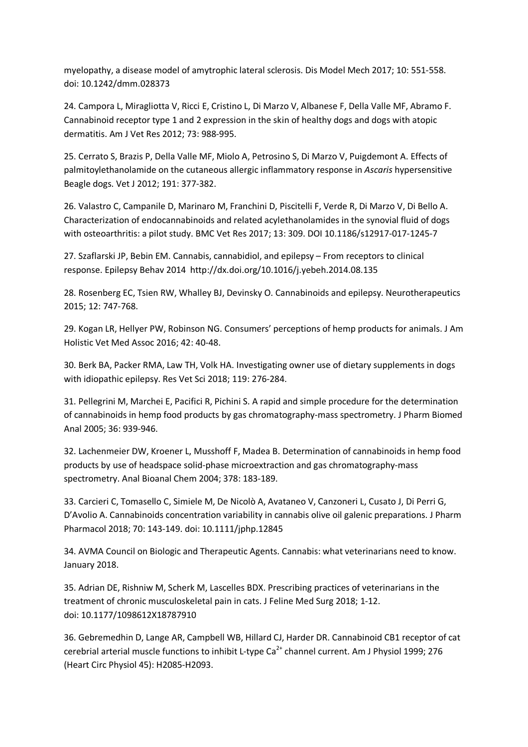myelopathy, a disease model of amytrophic lateral sclerosis. Dis Model Mech 2017; 10: 551-558. doi: 10.1242/dmm.028373

24. Campora L, Miragliotta V, Ricci E, Cristino L, Di Marzo V, Albanese F, Della Valle MF, Abramo F. Cannabinoid receptor type 1 and 2 expression in the skin of healthy dogs and dogs with atopic dermatitis. Am J Vet Res 2012; 73: 988-995.

25. Cerrato S, Brazis P, Della Valle MF, Miolo A, Petrosino S, Di Marzo V, Puigdemont A. Effects of palmitoylethanolamide on the cutaneous allergic inflammatory response in *Ascaris* hypersensitive Beagle dogs. Vet J 2012; 191: 377-382.

26. Valastro C, Campanile D, Marinaro M, Franchini D, Piscitelli F, Verde R, Di Marzo V, Di Bello A. Characterization of endocannabinoids and related acylethanolamides in the synovial fluid of dogs with osteoarthritis: a pilot study. BMC Vet Res 2017; 13: 309. DOI 10.1186/s12917-017-1245-7

27. Szaflarski JP, Bebin EM. Cannabis, cannabidiol, and epilepsy – From receptors to clinical response. Epilepsy Behav 2014 http://dx.doi.org/10.1016/j.yebeh.2014.08.135

28. Rosenberg EC, Tsien RW, Whalley BJ, Devinsky O. Cannabinoids and epilepsy. Neurotherapeutics 2015; 12: 747-768.

29. Kogan LR, Hellyer PW, Robinson NG. Consumers' perceptions of hemp products for animals. J Am Holistic Vet Med Assoc 2016; 42: 40-48.

30. Berk BA, Packer RMA, Law TH, Volk HA. Investigating owner use of dietary supplements in dogs with idiopathic epilepsy. Res Vet Sci 2018; 119: 276-284.

31. Pellegrini M, Marchei E, Pacifici R, Pichini S. A rapid and simple procedure for the determination of cannabinoids in hemp food products by gas chromatography-mass spectrometry. J Pharm Biomed Anal 2005; 36: 939-946.

32. Lachenmeier DW, Kroener L, Musshoff F, Madea B. Determination of cannabinoids in hemp food products by use of headspace solid-phase microextraction and gas chromatography-mass spectrometry. Anal Bioanal Chem 2004; 378: 183-189.

33. Carcieri C, Tomasello C, Simiele M, De Nicolò A, Avataneo V, Canzoneri L, Cusato J, Di Perri G, D'Avolio A. Cannabinoids concentration variability in cannabis olive oil galenic preparations. J Pharm Pharmacol 2018; 70: 143-149. doi: 10.1111/jphp.12845

34. AVMA Council on Biologic and Therapeutic Agents. Cannabis: what veterinarians need to know. January 2018.

35. Adrian DE, Rishniw M, Scherk M, Lascelles BDX. Prescribing practices of veterinarians in the treatment of chronic musculoskeletal pain in cats. J Feline Med Surg 2018; 1-12. doi: 10.1177/1098612X18787910

36. Gebremedhin D, Lange AR, Campbell WB, Hillard CJ, Harder DR. Cannabinoid CB1 receptor of cat cerebrial arterial muscle functions to inhibit L-type $Ca^{2+}$ channel current. Am J Physiol 1999; 276 (Heart Circ Physiol 45): H2085-H2093.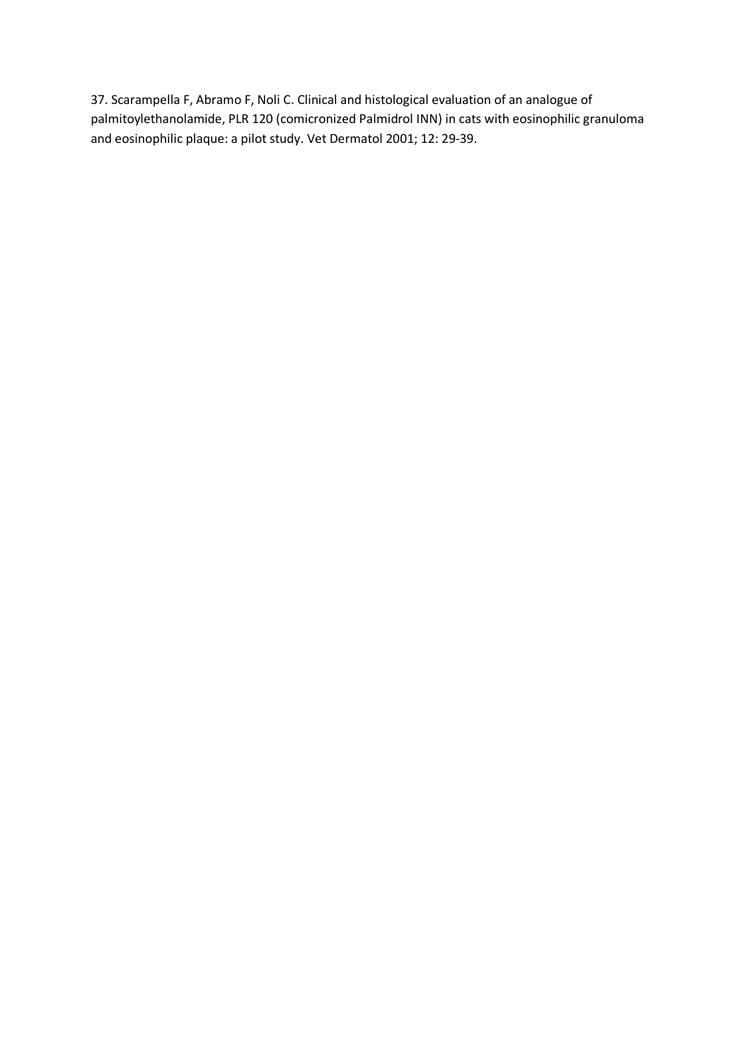37. Scarampella F, Abramo F, Noli C. Clinical and histological evaluation of an analogue of palmitoylethanolamide, PLR 120 (comicronized Palmidrol INN) in cats with eosinophilic granuloma and eosinophilic plaque: a pilot study. Vet Dermatol 2001; 12: 29-39.